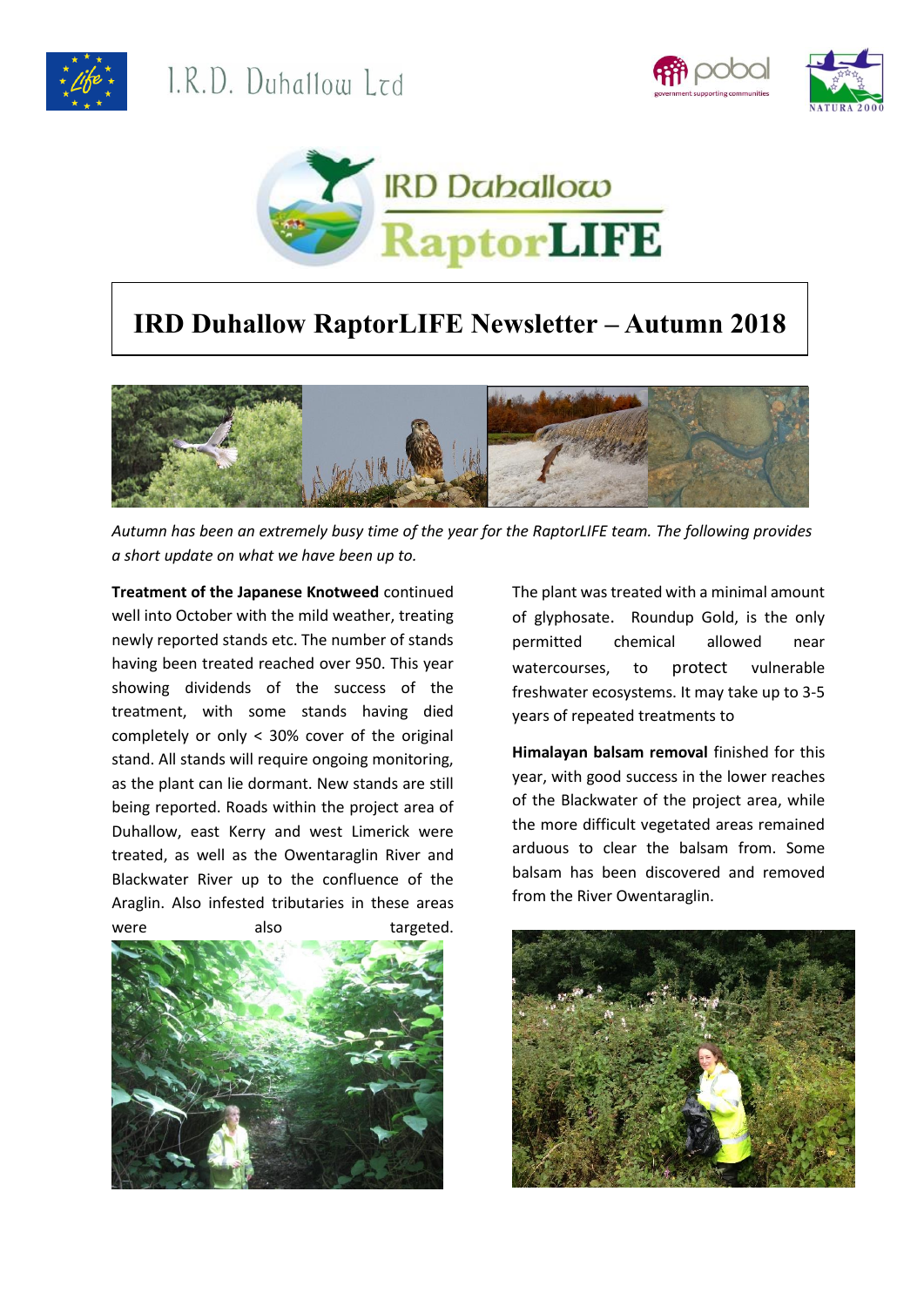I.R.D. Duhallow Ltd

IRD Duhallow RaptorLIFE

# IRD Duhallow RaptorLIFE Newsletter – Autumn 2018

*Autumn has been an extremely busy time of the year for the RaptorLIFE team. The following provides a short update on what we have been up to.*

**Treatment of the Japanese Knotweed** continued well into October with the mild weather, treating newly reported stands etc. The number of stands having been treated reached over 950. This year showing dividends of the success of the treatment, with some stands having died completely or only < 30% cover of the original stand. All stands will require ongoing monitoring, as the plant can lie dormant. New stands are still being reported. Roads within the project area of Duhallow, east Kerry and west Limerick were treated, as well as the Owentaraglin River and Blackwater River up to the confluence of the Araglin. Also infested tributaries in these areas were also targeted.

The plant was treated with a minimal amount of glyphosate. Roundup Gold, is the only permitted chemical allowed near watercourses, to protect vulnerable freshwater ecosystems. It may take up to 3-5 years of repeated treatments to

**Himalayan balsam removal** finished for this year, with good success in the lower reaches of the Blackwater of the project area, while the more difficult vegetated areas remained arduous to clear the balsam from. Some balsam has been discovered and removed from the River Owentaraglin.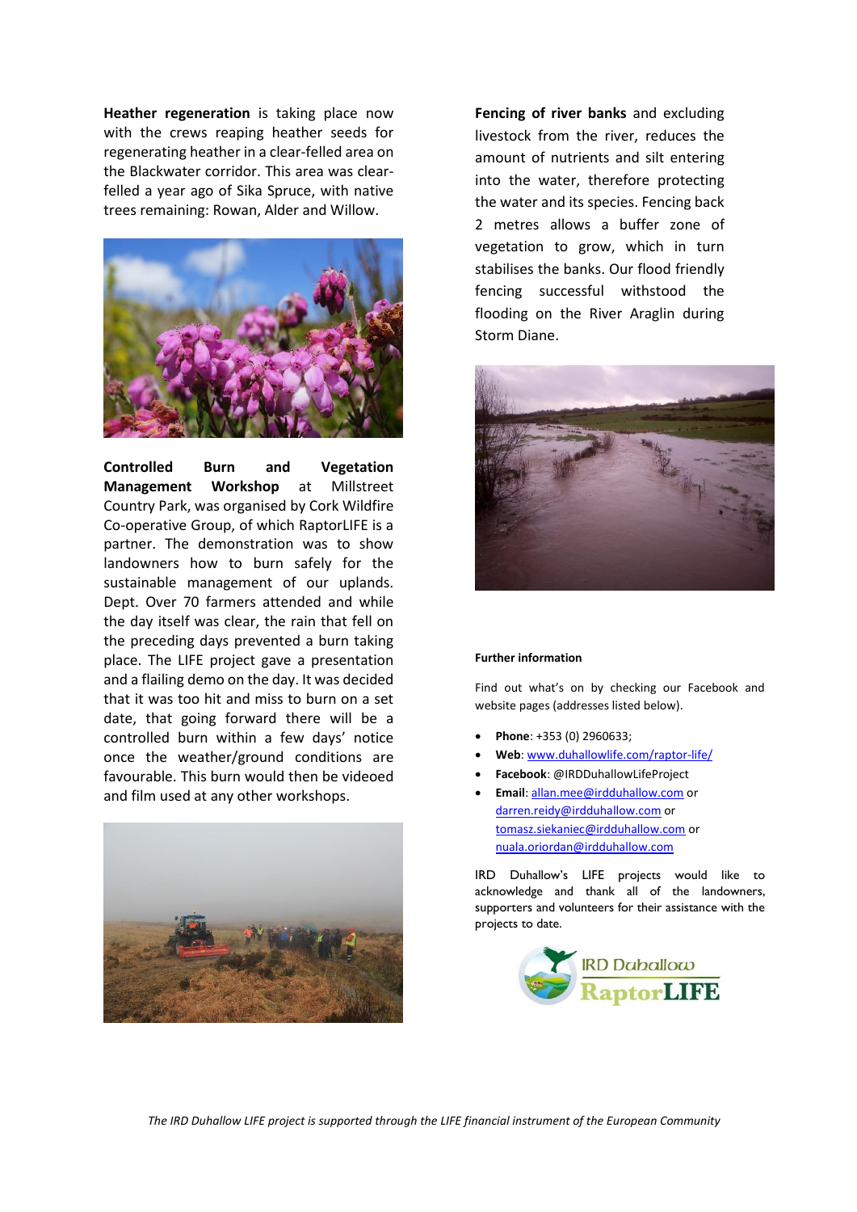**Heather regeneration** is taking place now with the crews reaping heather seeds for regenerating heather in a clear-felled area on the Blackwater corridor. This area was clear-felled a year ago of Sika Spruce, with native trees remaining: Rowan, Alder and Willow.

**Controlled Burn and Vegetation Management Workshop** at Millstreet Country Park, was organised by Cork Wildfire Co-operative Group, of which RaptorLIFE is a partner. The demonstration was to show landowners how to burn safely for the sustainable management of our uplands. Dept. Over 70 farmers attended and while the day itself was clear, the rain that fell on the preceding days prevented a burn taking place. The LIFE project gave a presentation and a flailing demo on the day. It was decided that it was too hit and miss to burn on a set date, that going forward there will be a controlled burn within a few days' notice once the weather/ground conditions are favourable. This burn would then be videoed and film used at any other workshops.

**Fencing of river banks** and excluding livestock from the river, reduces the amount of nutrients and silt entering into the water, therefore protecting the water and its species. Fencing back 2 metres allows a buffer zone of vegetation to grow, which in turn stabilises the banks. Our flood friendly fencing successful withstood the flooding on the River Araglin during Storm Diane.

**Further information**

Find out what's on by checking our Facebook and website pages (addresses listed below).

- **Phone**: +353 (0) 2960633;
- **Web**: www.duhallowlife.com/raptor-life/
- **Facebook**: @IRDDuhallowLifeProject
- **Email**: allan.mee@irdduhallow.com or darren.reidy@irdduhallow.com or tomasz.siekaniec@irdduhallow.com or nuala.oriordan@irdduhallow.com

IRD Duhallow's LIFE projects would like to acknowledge and thank all of the landowners, supporters and volunteers for their assistance with the projects to date.

IRD Duhallow RaptorLIFE

*The IRD Duhallow LIFE project is supported through the LIFE financial instrument of the European Community*